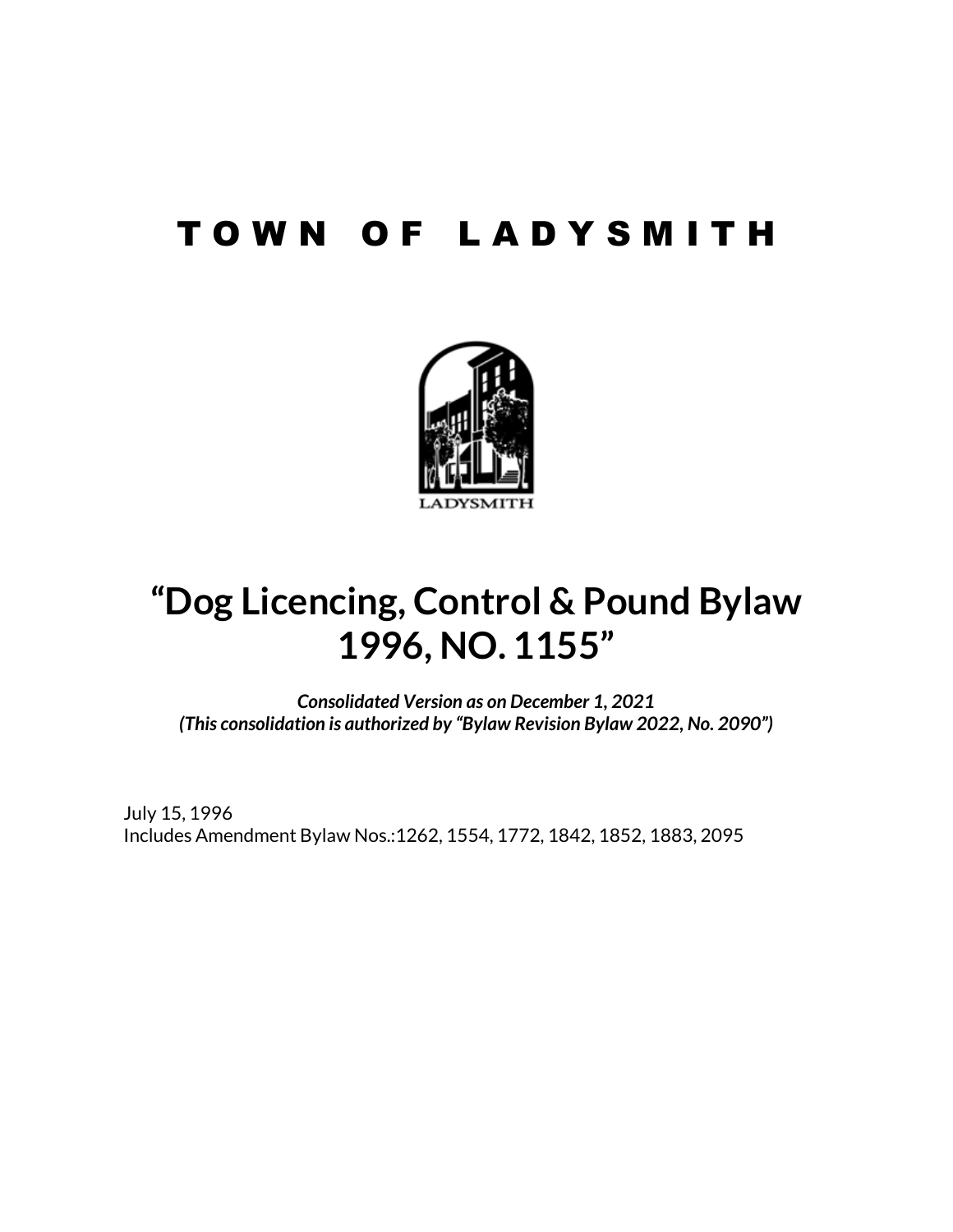# TOWN OF LADYSMITH

# "Dog Licencing, Control & Pound Bylaw 1996, NO. 1155"

***Consolidated Version as on December 1, 2021***
***(This consolidation is authorized by "Bylaw Revision Bylaw 2022, No. 2090")***

July 15, 1996
Includes Amendment Bylaw Nos.:1262, 1554, 1772, 1842, 1852, 1883, 2095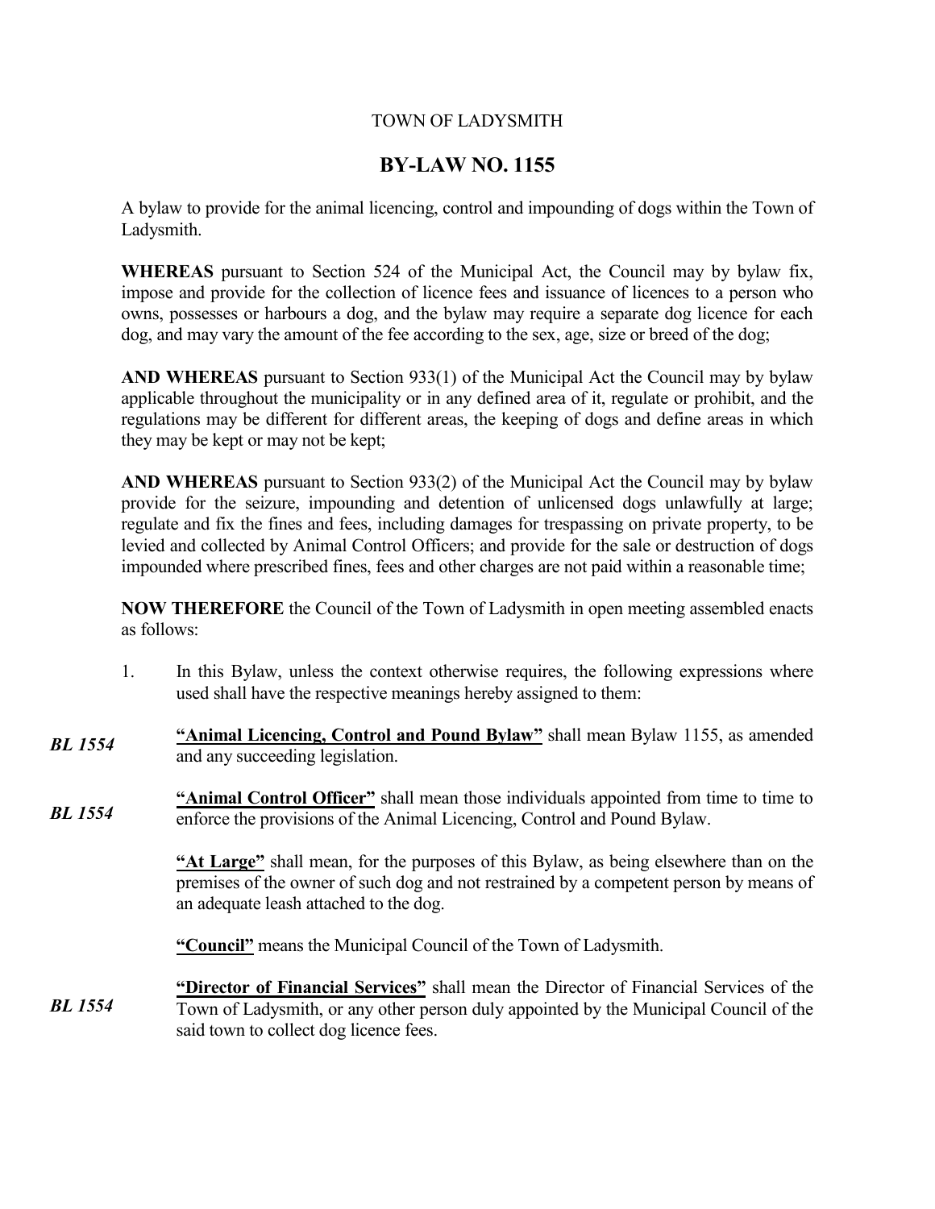TOWN OF LADYSMITH

# BY-LAW NO. 1155

A bylaw to provide for the animal licencing, control and impounding of dogs within the Town of Ladysmith.

**WHEREAS** pursuant to Section 524 of the Municipal Act, the Council may by bylaw fix, impose and provide for the collection of licence fees and issuance of licences to a person who owns, possesses or harbours a dog, and the bylaw may require a separate dog licence for each dog, and may vary the amount of the fee according to the sex, age, size or breed of the dog;

**AND WHEREAS** pursuant to Section 933(1) of the Municipal Act the Council may by bylaw applicable throughout the municipality or in any defined area of it, regulate or prohibit, and the regulations may be different for different areas, the keeping of dogs and define areas in which they may be kept or may not be kept;

**AND WHEREAS** pursuant to Section 933(2) of the Municipal Act the Council may by bylaw provide for the seizure, impounding and detention of unlicensed dogs unlawfully at large; regulate and fix the fines and fees, including damages for trespassing on private property, to be levied and collected by Animal Control Officers; and provide for the sale or destruction of dogs impounded where prescribed fines, fees and other charges are not paid within a reasonable time;

**NOW THEREFORE** the Council of the Town of Ladysmith in open meeting assembled enacts as follows:

1. In this Bylaw, unless the context otherwise requires, the following expressions where used shall have the respective meanings hereby assigned to them:

*BL 1554* **"Animal Licencing, Control and Pound Bylaw"** shall mean Bylaw 1155, as amended and any succeeding legislation.

*BL 1554* **"Animal Control Officer"** shall mean those individuals appointed from time to time to enforce the provisions of the Animal Licencing, Control and Pound Bylaw.

**"At Large"** shall mean, for the purposes of this Bylaw, as being elsewhere than on the premises of the owner of such dog and not restrained by a competent person by means of an adequate leash attached to the dog.

**"Council"** means the Municipal Council of the Town of Ladysmith.

*BL 1554* **"Director of Financial Services"** shall mean the Director of Financial Services of the Town of Ladysmith, or any other person duly appointed by the Municipal Council of the said town to collect dog licence fees.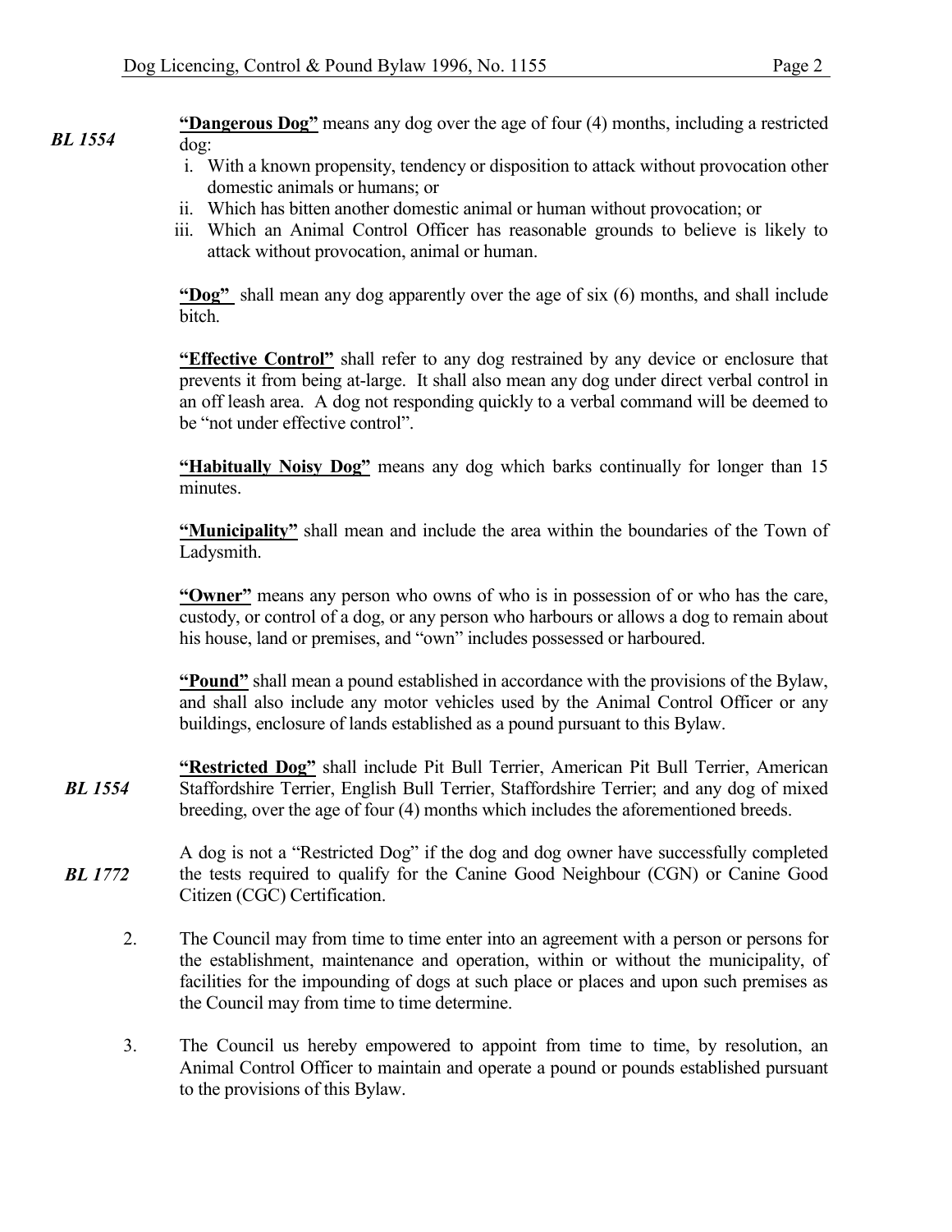***BL 1554***

**"Dangerous Dog"** means any dog over the age of four (4) months, including a restricted dog:

i. With a known propensity, tendency or disposition to attack without provocation other domestic animals or humans; or
ii. Which has bitten another domestic animal or human without provocation; or
iii. Which an Animal Control Officer has reasonable grounds to believe is likely to attack without provocation, animal or human.

**"Dog"** shall mean any dog apparently over the age of six (6) months, and shall include bitch.

**"Effective Control"** shall refer to any dog restrained by any device or enclosure that prevents it from being at-large. It shall also mean any dog under direct verbal control in an off leash area. A dog not responding quickly to a verbal command will be deemed to be "not under effective control".

**"Habitually Noisy Dog"** means any dog which barks continually for longer than 15 minutes.

**"Municipality"** shall mean and include the area within the boundaries of the Town of Ladysmith.

**"Owner"** means any person who owns of who is in possession of or who has the care, custody, or control of a dog, or any person who harbours or allows a dog to remain about his house, land or premises, and "own" includes possessed or harboured.

**"Pound"** shall mean a pound established in accordance with the provisions of the Bylaw, and shall also include any motor vehicles used by the Animal Control Officer or any buildings, enclosure of lands established as a pound pursuant to this Bylaw.

***BL 1554***

**"Restricted Dog"** shall include Pit Bull Terrier, American Pit Bull Terrier, American Staffordshire Terrier, English Bull Terrier, Staffordshire Terrier; and any dog of mixed breeding, over the age of four (4) months which includes the aforementioned breeds.

***BL 1772***

A dog is not a "Restricted Dog" if the dog and dog owner have successfully completed the tests required to qualify for the Canine Good Neighbour (CGN) or Canine Good Citizen (CGC) Certification.

2. The Council may from time to time enter into an agreement with a person or persons for the establishment, maintenance and operation, within or without the municipality, of facilities for the impounding of dogs at such place or places and upon such premises as the Council may from time to time determine.

3. The Council us hereby empowered to appoint from time to time, by resolution, an Animal Control Officer to maintain and operate a pound or pounds established pursuant to the provisions of this Bylaw.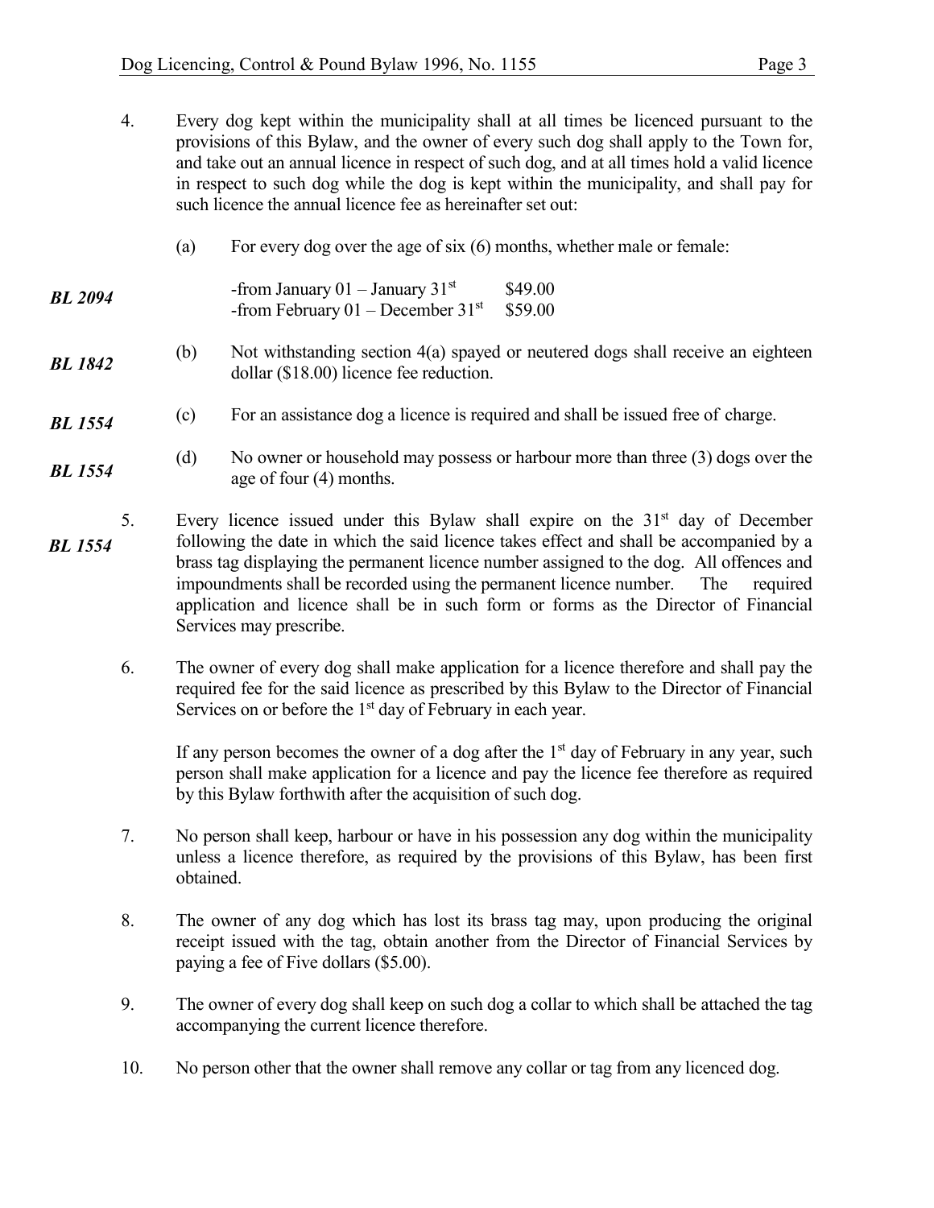4. Every dog kept within the municipality shall at all times be licenced pursuant to the provisions of this Bylaw, and the owner of every such dog shall apply to the Town for, and take out an annual licence in respect of such dog, and at all times hold a valid licence in respect to such dog while the dog is kept within the municipality, and shall pay for such licence the annual licence fee as hereinafter set out:

   (a) For every dog over the age of six (6) months, whether male or female:

***BL 2094*** -from January 01 – January 31st $49.00
-from February 01 – December 31st $59.00

***BL 1842*** (b) Not withstanding section 4(a) spayed or neutered dogs shall receive an eighteen dollar ($18.00) licence fee reduction.

***BL 1554*** (c) For an assistance dog a licence is required and shall be issued free of charge.

***BL 1554*** (d) No owner or household may possess or harbour more than three (3) dogs over the age of four (4) months.

***BL 1554*** 5. Every licence issued under this Bylaw shall expire on the 31st day of December following the date in which the said licence takes effect and shall be accompanied by a brass tag displaying the permanent licence number assigned to the dog. All offences and impoundments shall be recorded using the permanent licence number. The required application and licence shall be in such form or forms as the Director of Financial Services may prescribe.

6. The owner of every dog shall make application for a licence therefore and shall pay the required fee for the said licence as prescribed by this Bylaw to the Director of Financial Services on or before the 1st day of February in each year.

   If any person becomes the owner of a dog after the 1st day of February in any year, such person shall make application for a licence and pay the licence fee therefore as required by this Bylaw forthwith after the acquisition of such dog.

7. No person shall keep, harbour or have in his possession any dog within the municipality unless a licence therefore, as required by the provisions of this Bylaw, has been first obtained.

8. The owner of any dog which has lost its brass tag may, upon producing the original receipt issued with the tag, obtain another from the Director of Financial Services by paying a fee of Five dollars ($5.00).

9. The owner of every dog shall keep on such dog a collar to which shall be attached the tag accompanying the current licence therefore.

10. No person other that the owner shall remove any collar or tag from any licenced dog.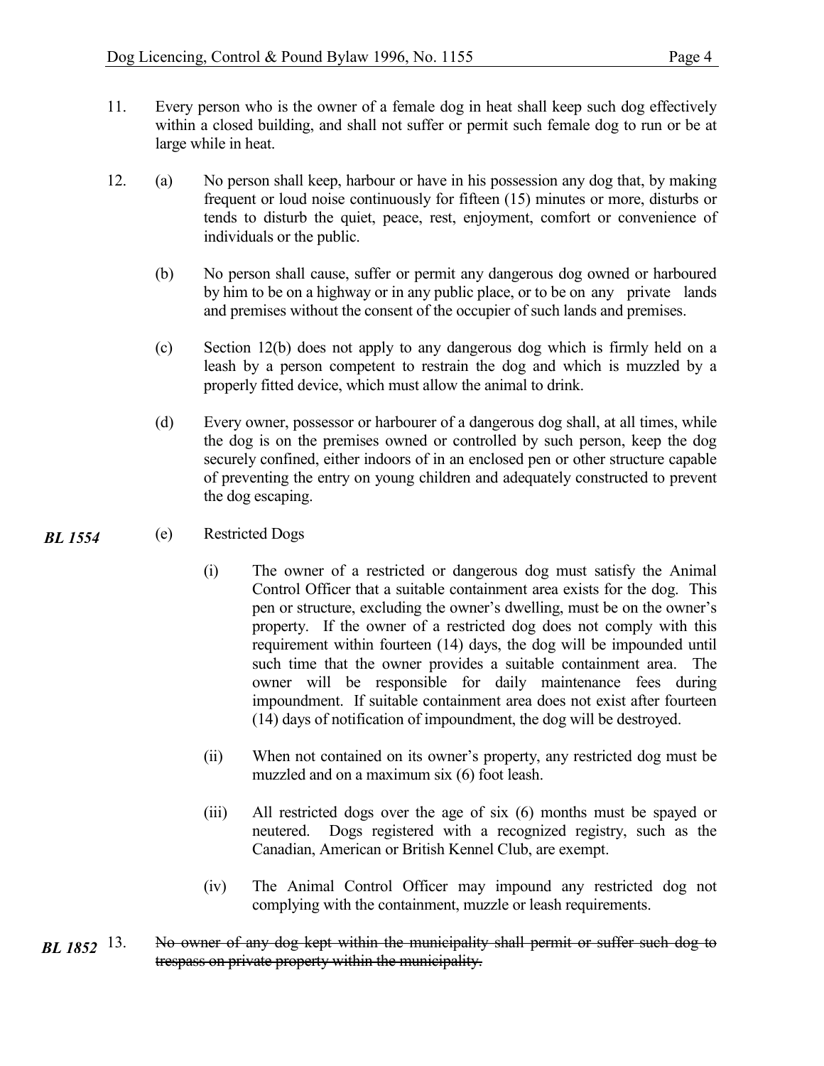11. Every person who is the owner of a female dog in heat shall keep such dog effectively within a closed building, and shall not suffer or permit such female dog to run or be at large while in heat.

12. (a) No person shall keep, harbour or have in his possession any dog that, by making frequent or loud noise continuously for fifteen (15) minutes or more, disturbs or tends to disturb the quiet, peace, rest, enjoyment, comfort or convenience of individuals or the public.

    (b) No person shall cause, suffer or permit any dangerous dog owned or harboured by him to be on a highway or in any public place, or to be on any private lands and premises without the consent of the occupier of such lands and premises.

    (c) Section 12(b) does not apply to any dangerous dog which is firmly held on a leash by a person competent to restrain the dog and which is muzzled by a properly fitted device, which must allow the animal to drink.

    (d) Every owner, possessor or harbourer of a dangerous dog shall, at all times, while the dog is on the premises owned or controlled by such person, keep the dog securely confined, either indoors of in an enclosed pen or other structure capable of preventing the entry on young children and adequately constructed to prevent the dog escaping.

***BL 1554*** (e) Restricted Dogs

   (i) The owner of a restricted or dangerous dog must satisfy the Animal Control Officer that a suitable containment area exists for the dog. This pen or structure, excluding the owner's dwelling, must be on the owner's property. If the owner of a restricted dog does not comply with this requirement within fourteen (14) days, the dog will be impounded until such time that the owner provides a suitable containment area. The owner will be responsible for daily maintenance fees during impoundment. If suitable containment area does not exist after fourteen (14) days of notification of impoundment, the dog will be destroyed.

   (ii) When not contained on its owner's property, any restricted dog must be muzzled and on a maximum six (6) foot leash.

   (iii) All restricted dogs over the age of six (6) months must be spayed or neutered. Dogs registered with a recognized registry, such as the Canadian, American or British Kennel Club, are exempt.

   (iv) The Animal Control Officer may impound any restricted dog not complying with the containment, muzzle or leash requirements.

***BL 1852*** 13. ~~No owner of any dog kept within the municipality shall permit or suffer such dog to trespass on private property within the municipality.~~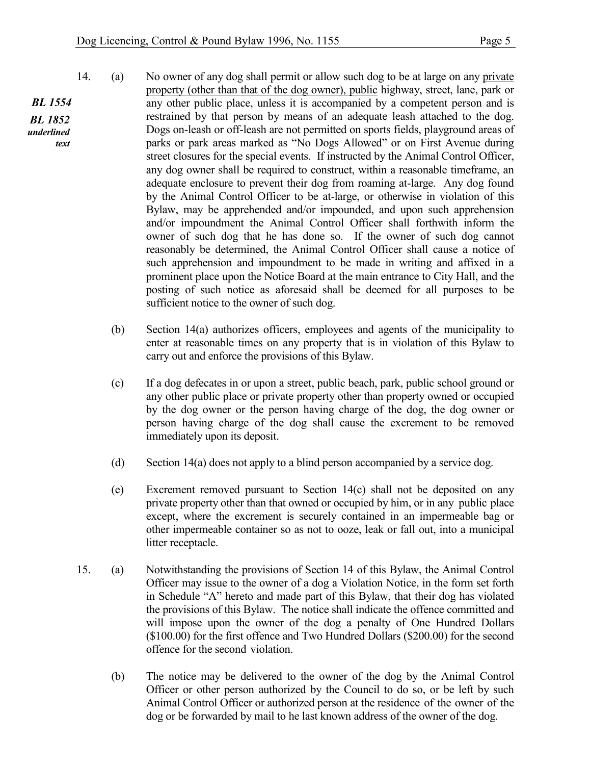*BL 1554*
*BL 1852*
*underlined text*

14. (a) No owner of any dog shall permit or allow such dog to be at large on any <u>private property (other than that of the dog owner), public</u> highway, street, lane, park or any other public place, unless it is accompanied by a competent person and is restrained by that person by means of an adequate leash attached to the dog. Dogs on-leash or off-leash are not permitted on sports fields, playground areas of parks or park areas marked as "No Dogs Allowed" or on First Avenue during street closures for the special events. If instructed by the Animal Control Officer, any dog owner shall be required to construct, within a reasonable timeframe, an adequate enclosure to prevent their dog from roaming at-large. Any dog found by the Animal Control Officer to be at-large, or otherwise in violation of this Bylaw, may be apprehended and/or impounded, and upon such apprehension and/or impoundment the Animal Control Officer shall forthwith inform the owner of such dog that he has done so. If the owner of such dog cannot reasonably be determined, the Animal Control Officer shall cause a notice of such apprehension and impoundment to be made in writing and affixed in a prominent place upon the Notice Board at the main entrance to City Hall, and the posting of such notice as aforesaid shall be deemed for all purposes to be sufficient notice to the owner of such dog.

    (b) Section 14(a) authorizes officers, employees and agents of the municipality to enter at reasonable times on any property that is in violation of this Bylaw to carry out and enforce the provisions of this Bylaw.

    (c) If a dog defecates in or upon a street, public beach, park, public school ground or any other public place or private property other than property owned or occupied by the dog owner or the person having charge of the dog, the dog owner or person having charge of the dog shall cause the excrement to be removed immediately upon its deposit.

    (d) Section 14(a) does not apply to a blind person accompanied by a service dog.

    (e) Excrement removed pursuant to Section 14(c) shall not be deposited on any private property other than that owned or occupied by him, or in any public place except, where the excrement is securely contained in an impermeable bag or other impermeable container so as not to ooze, leak or fall out, into a municipal litter receptacle.

15. (a) Notwithstanding the provisions of Section 14 of this Bylaw, the Animal Control Officer may issue to the owner of a dog a Violation Notice, in the form set forth in Schedule "A" hereto and made part of this Bylaw, that their dog has violated the provisions of this Bylaw. The notice shall indicate the offence committed and will impose upon the owner of the dog a penalty of One Hundred Dollars ($100.00) for the first offence and Two Hundred Dollars ($200.00) for the second offence for the second violation.

    (b) The notice may be delivered to the owner of the dog by the Animal Control Officer or other person authorized by the Council to do so, or be left by such Animal Control Officer or authorized person at the residence of the owner of the dog or be forwarded by mail to he last known address of the owner of the dog.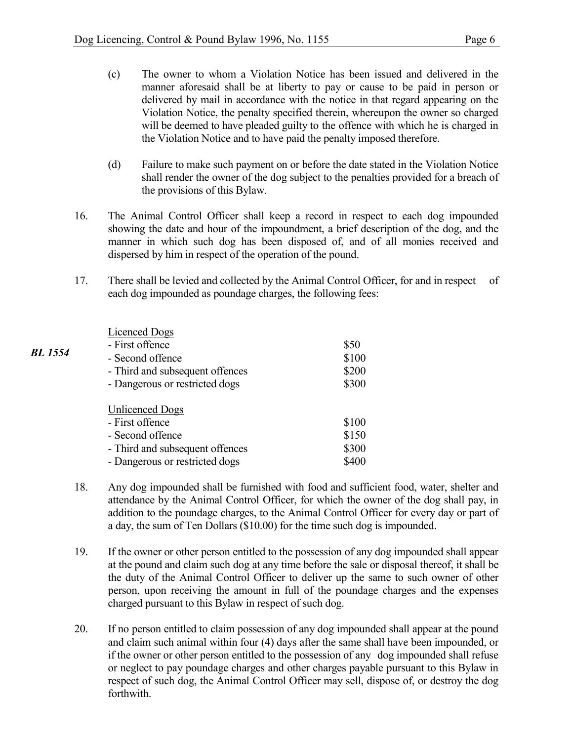(c) The owner to whom a Violation Notice has been issued and delivered in the manner aforesaid shall be at liberty to pay or cause to be paid in person or delivered by mail in accordance with the notice in that regard appearing on the Violation Notice, the penalty specified therein, whereupon the owner so charged will be deemed to have pleaded guilty to the offence with which he is charged in the Violation Notice and to have paid the penalty imposed therefore.

(d) Failure to make such payment on or before the date stated in the Violation Notice shall render the owner of the dog subject to the penalties provided for a breach of the provisions of this Bylaw.

16. The Animal Control Officer shall keep a record in respect to each dog impounded showing the date and hour of the impoundment, a brief description of the dog, and the manner in which such dog has been disposed of, and of all monies received and dispersed by him in respect of the operation of the pound.

17. There shall be levied and collected by the Animal Control Officer, for and in respect of each dog impounded as poundage charges, the following fees:

***BL 1554***

| Licenced Dogs | |
|---|---|
| - First offence | \$50 |
| - Second offence | \$100 |
| - Third and subsequent offences | \$200 |
| - Dangerous or restricted dogs | \$300 |
| **Unlicenced Dogs** | |
| - First offence | \$100 |
| - Second offence | \$150 |
| - Third and subsequent offences | \$300 |
| - Dangerous or restricted dogs | \$400 |

18. Any dog impounded shall be furnished with food and sufficient food, water, shelter and attendance by the Animal Control Officer, for which the owner of the dog shall pay, in addition to the poundage charges, to the Animal Control Officer for every day or part of a day, the sum of Ten Dollars (\$10.00) for the time such dog is impounded.

19. If the owner or other person entitled to the possession of any dog impounded shall appear at the pound and claim such dog at any time before the sale or disposal thereof, it shall be the duty of the Animal Control Officer to deliver up the same to such owner of other person, upon receiving the amount in full of the poundage charges and the expenses charged pursuant to this Bylaw in respect of such dog.

20. If no person entitled to claim possession of any dog impounded shall appear at the pound and claim such animal within four (4) days after the same shall have been impounded, or if the owner or other person entitled to the possession of any dog impounded shall refuse or neglect to pay poundage charges and other charges payable pursuant to this Bylaw in respect of such dog, the Animal Control Officer may sell, dispose of, or destroy the dog forthwith.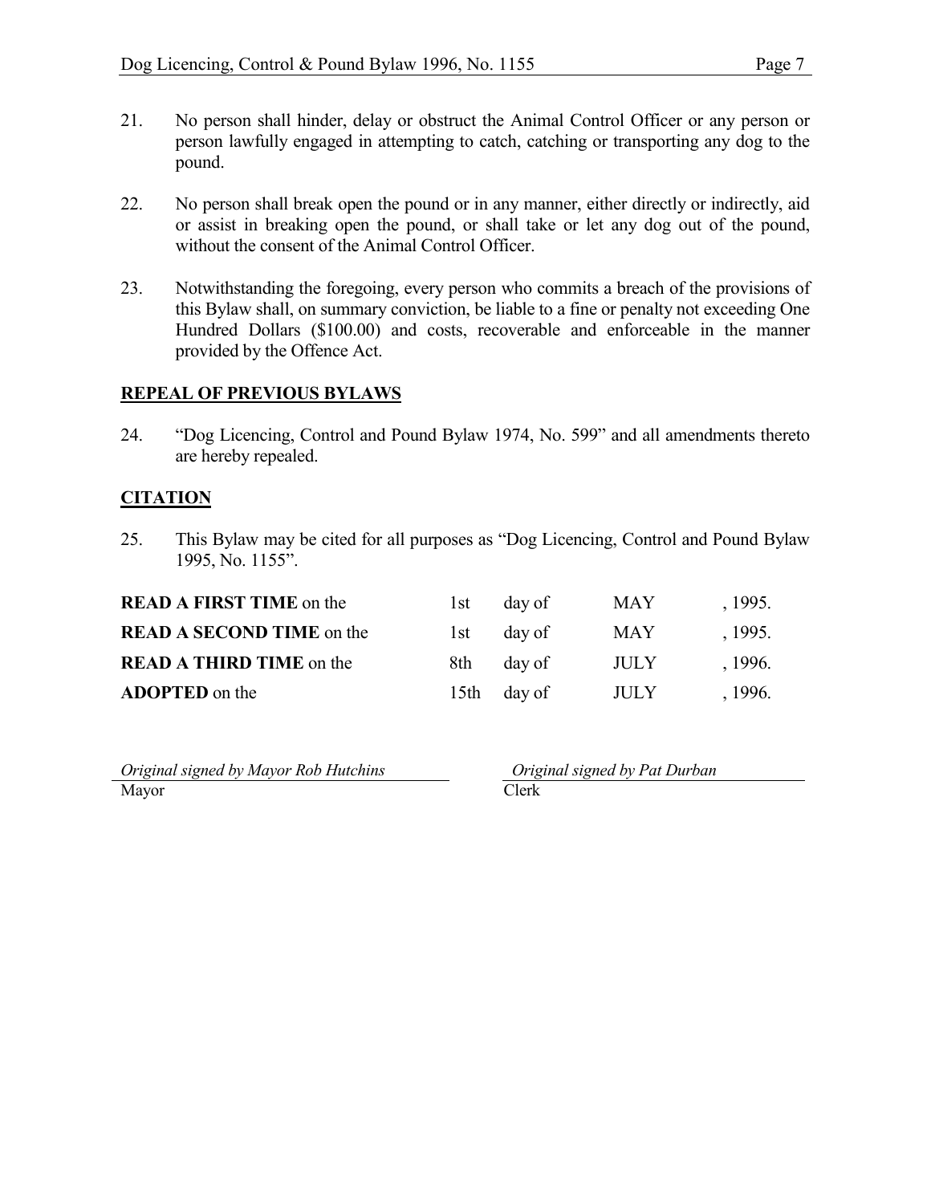21. No person shall hinder, delay or obstruct the Animal Control Officer or any person or person lawfully engaged in attempting to catch, catching or transporting any dog to the pound.

22. No person shall break open the pound or in any manner, either directly or indirectly, aid or assist in breaking open the pound, or shall take or let any dog out of the pound, without the consent of the Animal Control Officer.

23. Notwithstanding the foregoing, every person who commits a breach of the provisions of this Bylaw shall, on summary conviction, be liable to a fine or penalty not exceeding One Hundred Dollars ($100.00) and costs, recoverable and enforceable in the manner provided by the Offence Act.

## REPEAL OF PREVIOUS BYLAWS

24. "Dog Licencing, Control and Pound Bylaw 1974, No. 599" and all amendments thereto are hereby repealed.

## CITATION

25. This Bylaw may be cited for all purposes as "Dog Licencing, Control and Pound Bylaw 1995, No. 1155".

| | | | | |
|---|---|---|---|---|
| **READ A FIRST TIME** on the | 1st | day of | MAY | , 1995. |
| **READ A SECOND TIME** on the | 1st | day of | MAY | , 1995. |
| **READ A THIRD TIME** on the | 8th | day of | JULY | , 1996. |
| **ADOPTED** on the | 15th | day of | JULY | , 1996. |

*Original signed by Mayor Rob Hutchins*
Mayor

*Original signed by Pat Durban*
Clerk